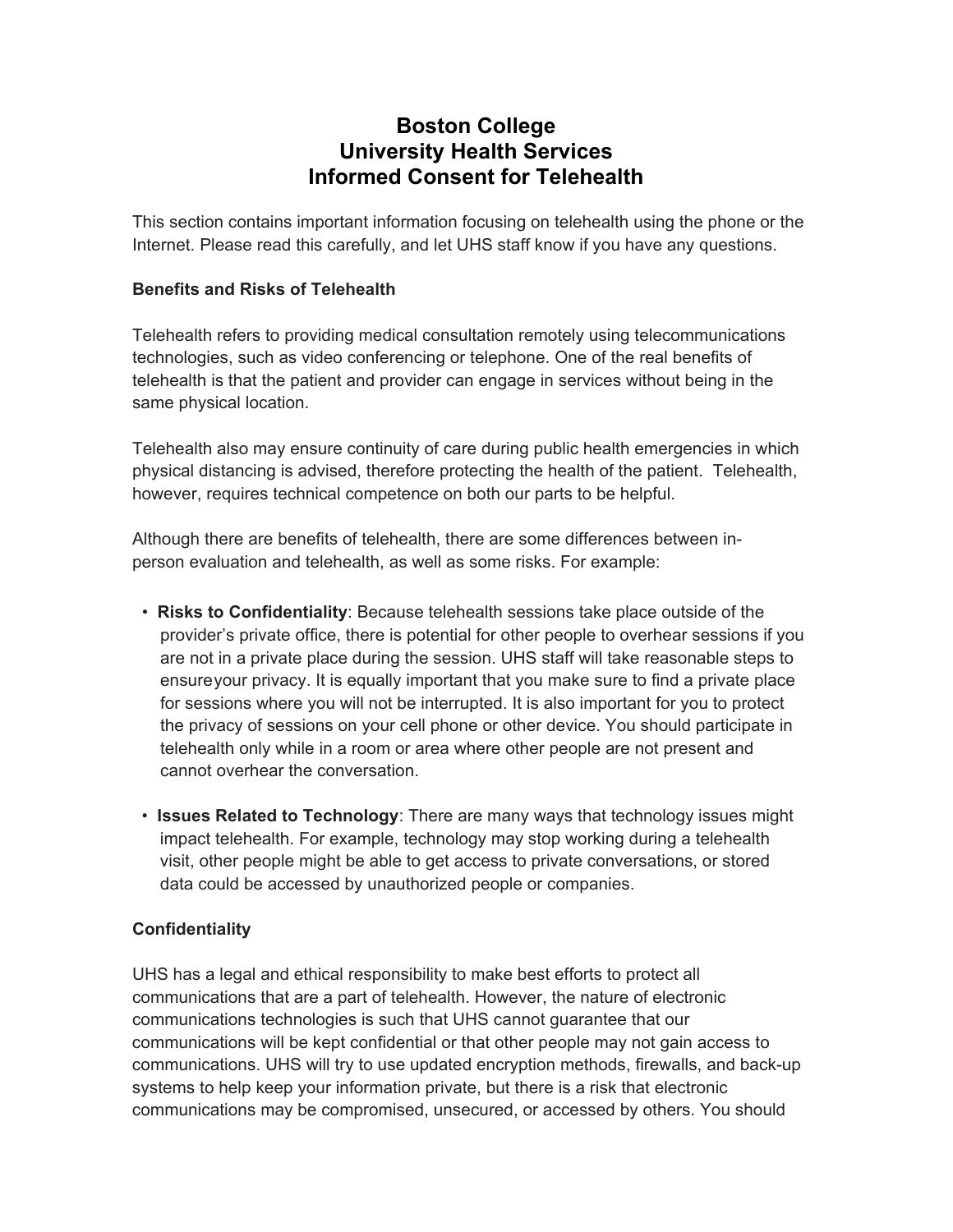# Boston College
# University Health Services
# Informed Consent for Telehealth

This section contains important information focusing on telehealth using the phone or the Internet. Please read this carefully, and let UHS staff know if you have any questions.

**Benefits and Risks of Telehealth**

Telehealth refers to providing medical consultation remotely using telecommunications technologies, such as video conferencing or telephone. One of the real benefits of telehealth is that the patient and provider can engage in services without being in the same physical location.

Telehealth also may ensure continuity of care during public health emergencies in which physical distancing is advised, therefore protecting the health of the patient. Telehealth, however, requires technical competence on both our parts to be helpful.

Although there are benefits of telehealth, there are some differences between in-person evaluation and telehealth, as well as some risks. For example:

- **Risks to Confidentiality**: Because telehealth sessions take place outside of the provider's private office, there is potential for other people to overhear sessions if you are not in a private place during the session. UHS staff will take reasonable steps to ensureyour privacy. It is equally important that you make sure to find a private place for sessions where you will not be interrupted. It is also important for you to protect the privacy of sessions on your cell phone or other device. You should participate in telehealth only while in a room or area where other people are not present and cannot overhear the conversation.

- **Issues Related to Technology**: There are many ways that technology issues might impact telehealth. For example, technology may stop working during a telehealth visit, other people might be able to get access to private conversations, or stored data could be accessed by unauthorized people or companies.

**Confidentiality**

UHS has a legal and ethical responsibility to make best efforts to protect all communications that are a part of telehealth. However, the nature of electronic communications technologies is such that UHS cannot guarantee that our communications will be kept confidential or that other people may not gain access to communications. UHS will try to use updated encryption methods, firewalls, and back-up systems to help keep your information private, but there is a risk that electronic communications may be compromised, unsecured, or accessed by others. You should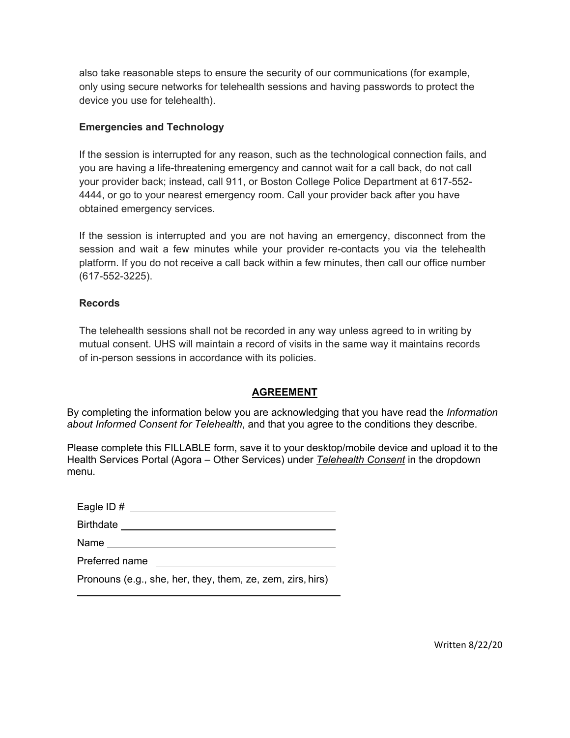also take reasonable steps to ensure the security of our communications (for example, only using secure networks for telehealth sessions and having passwords to protect the device you use for telehealth).

**Emergencies and Technology**

If the session is interrupted for any reason, such as the technological connection fails, and you are having a life-threatening emergency and cannot wait for a call back, do not call your provider back; instead, call 911, or Boston College Police Department at 617-552-4444, or go to your nearest emergency room. Call your provider back after you have obtained emergency services.

If the session is interrupted and you are not having an emergency, disconnect from the session and wait a few minutes while your provider re-contacts you via the telehealth platform. If you do not receive a call back within a few minutes, then call our office number (617-552-3225).

**Records**

The telehealth sessions shall not be recorded in any way unless agreed to in writing by mutual consent. UHS will maintain a record of visits in the same way it maintains records of in-person sessions in accordance with its policies.

## <u>AGREEMENT</u>

By completing the information below you are acknowledging that you have read the *Information about Informed Consent for Telehealth*, and that you agree to the conditions they describe.

Please complete this FILLABLE form, save it to your desktop/mobile device and upload it to the Health Services Portal (Agora – Other Services) under *<u>Telehealth Consent</u>* in the dropdown menu.

Eagle ID # ______________________________

Birthdate ______________________________

Name ______________________________

Preferred name ______________________________

Pronouns (e.g., she, her, they, them, ze, zem, zirs, hirs)

______________________________

Written 8/22/20